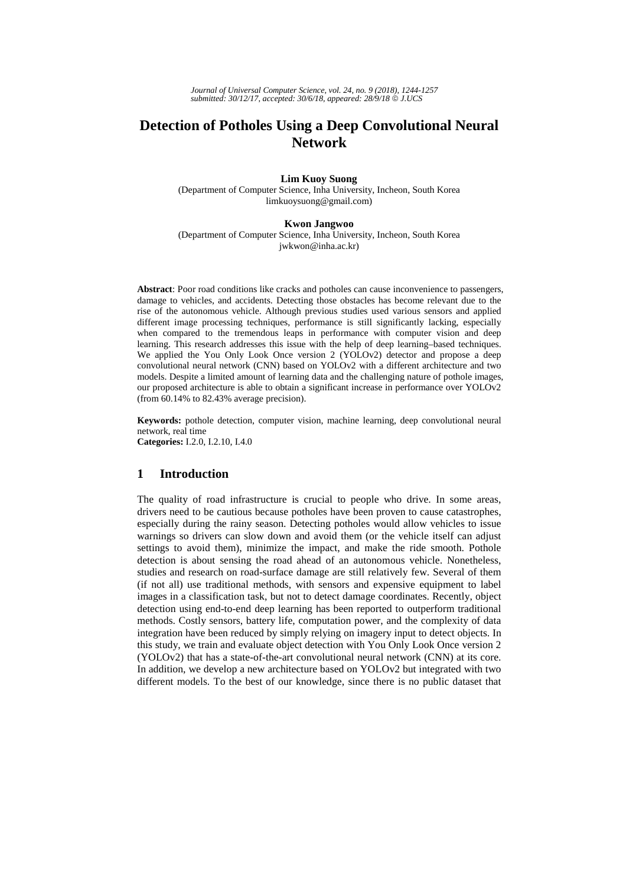# Detection of Potholes Using a Deep Convolutional Neural Network

**Lim Kuoy Suong**
(Department of Computer Science, Inha University, Incheon, South Korea
limkuoysuong@gmail.com)

**Kwon Jangwoo**
(Department of Computer Science, Inha University, Incheon, South Korea
jwkwon@inha.ac.kr)

**Abstract**: Poor road conditions like cracks and potholes can cause inconvenience to passengers, damage to vehicles, and accidents. Detecting those obstacles has become relevant due to the rise of the autonomous vehicle. Although previous studies used various sensors and applied different image processing techniques, performance is still significantly lacking, especially when compared to the tremendous leaps in performance with computer vision and deep learning. This research addresses this issue with the help of deep learning–based techniques. We applied the You Only Look Once version 2 (YOLOv2) detector and propose a deep convolutional neural network (CNN) based on YOLOv2 with a different architecture and two models. Despite a limited amount of learning data and the challenging nature of pothole images, our proposed architecture is able to obtain a significant increase in performance over YOLOv2 (from 60.14% to 82.43% average precision).

**Keywords:** pothole detection, computer vision, machine learning, deep convolutional neural network, real time
**Categories:** I.2.0, I.2.10, I.4.0

## 1 Introduction

The quality of road infrastructure is crucial to people who drive. In some areas, drivers need to be cautious because potholes have been proven to cause catastrophes, especially during the rainy season. Detecting potholes would allow vehicles to issue warnings so drivers can slow down and avoid them (or the vehicle itself can adjust settings to avoid them), minimize the impact, and make the ride smooth. Pothole detection is about sensing the road ahead of an autonomous vehicle. Nonetheless, studies and research on road-surface damage are still relatively few. Several of them (if not all) use traditional methods, with sensors and expensive equipment to label images in a classification task, but not to detect damage coordinates. Recently, object detection using end-to-end deep learning has been reported to outperform traditional methods. Costly sensors, battery life, computation power, and the complexity of data integration have been reduced by simply relying on imagery input to detect objects. In this study, we train and evaluate object detection with You Only Look Once version 2 (YOLOv2) that has a state-of-the-art convolutional neural network (CNN) at its core. In addition, we develop a new architecture based on YOLOv2 but integrated with two different models. To the best of our knowledge, since there is no public dataset that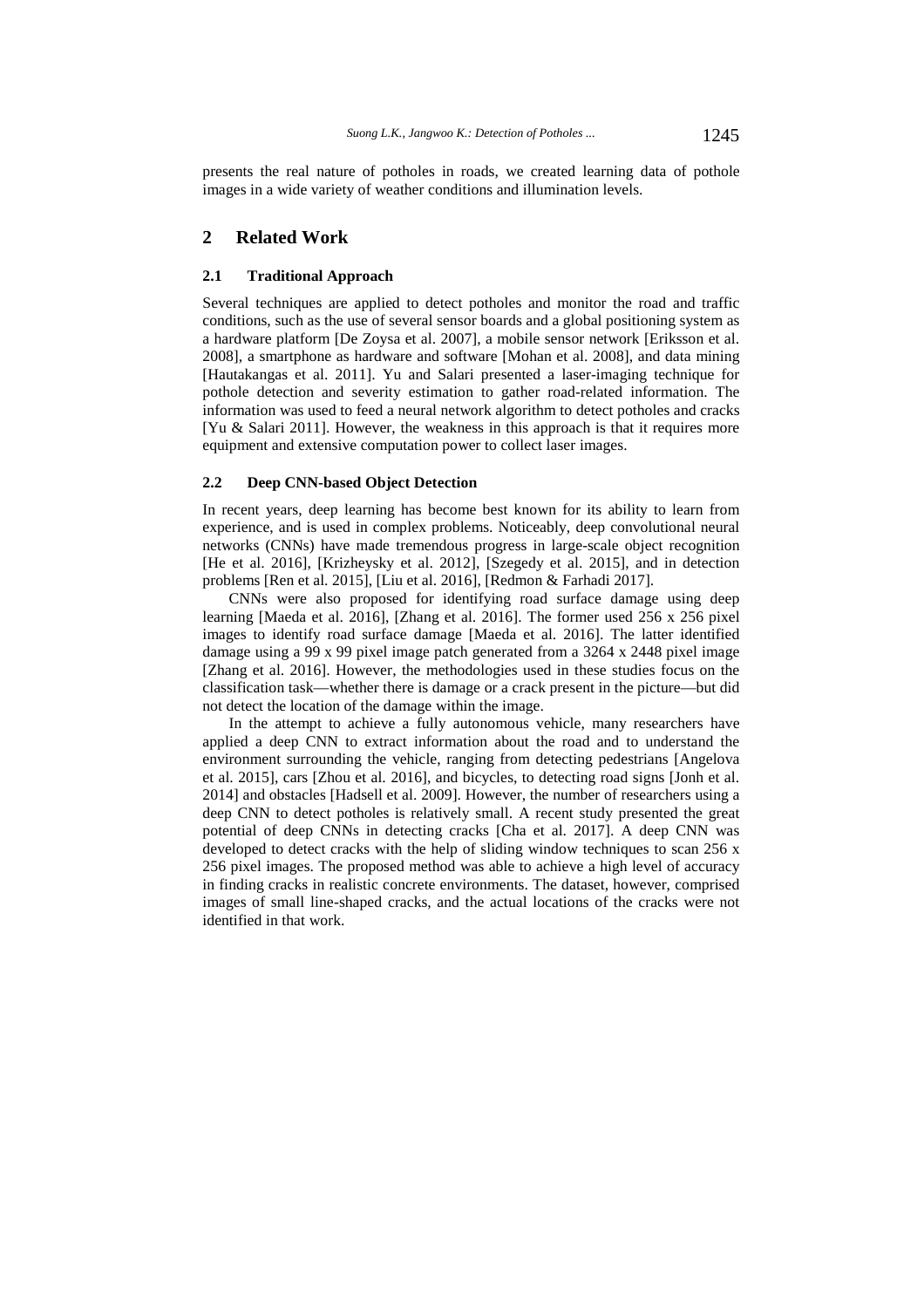presents the real nature of potholes in roads, we created learning data of pothole images in a wide variety of weather conditions and illumination levels.

## 2 Related Work

### 2.1 Traditional Approach

Several techniques are applied to detect potholes and monitor the road and traffic conditions, such as the use of several sensor boards and a global positioning system as a hardware platform [De Zoysa et al. 2007], a mobile sensor network [Eriksson et al. 2008], a smartphone as hardware and software [Mohan et al. 2008], and data mining [Hautakangas et al. 2011]. Yu and Salari presented a laser-imaging technique for pothole detection and severity estimation to gather road-related information. The information was used to feed a neural network algorithm to detect potholes and cracks [Yu & Salari 2011]. However, the weakness in this approach is that it requires more equipment and extensive computation power to collect laser images.

### 2.2 Deep CNN-based Object Detection

In recent years, deep learning has become best known for its ability to learn from experience, and is used in complex problems. Noticeably, deep convolutional neural networks (CNNs) have made tremendous progress in large-scale object recognition [He et al. 2016], [Krizheysky et al. 2012], [Szegedy et al. 2015], and in detection problems [Ren et al. 2015], [Liu et al. 2016], [Redmon & Farhadi 2017].

CNNs were also proposed for identifying road surface damage using deep learning [Maeda et al. 2016], [Zhang et al. 2016]. The former used 256 x 256 pixel images to identify road surface damage [Maeda et al. 2016]. The latter identified damage using a 99 x 99 pixel image patch generated from a 3264 x 2448 pixel image [Zhang et al. 2016]. However, the methodologies used in these studies focus on the classification task—whether there is damage or a crack present in the picture—but did not detect the location of the damage within the image.

In the attempt to achieve a fully autonomous vehicle, many researchers have applied a deep CNN to extract information about the road and to understand the environment surrounding the vehicle, ranging from detecting pedestrians [Angelova et al. 2015], cars [Zhou et al. 2016], and bicycles, to detecting road signs [Jonh et al. 2014] and obstacles [Hadsell et al. 2009]. However, the number of researchers using a deep CNN to detect potholes is relatively small. A recent study presented the great potential of deep CNNs in detecting cracks [Cha et al. 2017]. A deep CNN was developed to detect cracks with the help of sliding window techniques to scan 256 x 256 pixel images. The proposed method was able to achieve a high level of accuracy in finding cracks in realistic concrete environments. The dataset, however, comprised images of small line-shaped cracks, and the actual locations of the cracks were not identified in that work.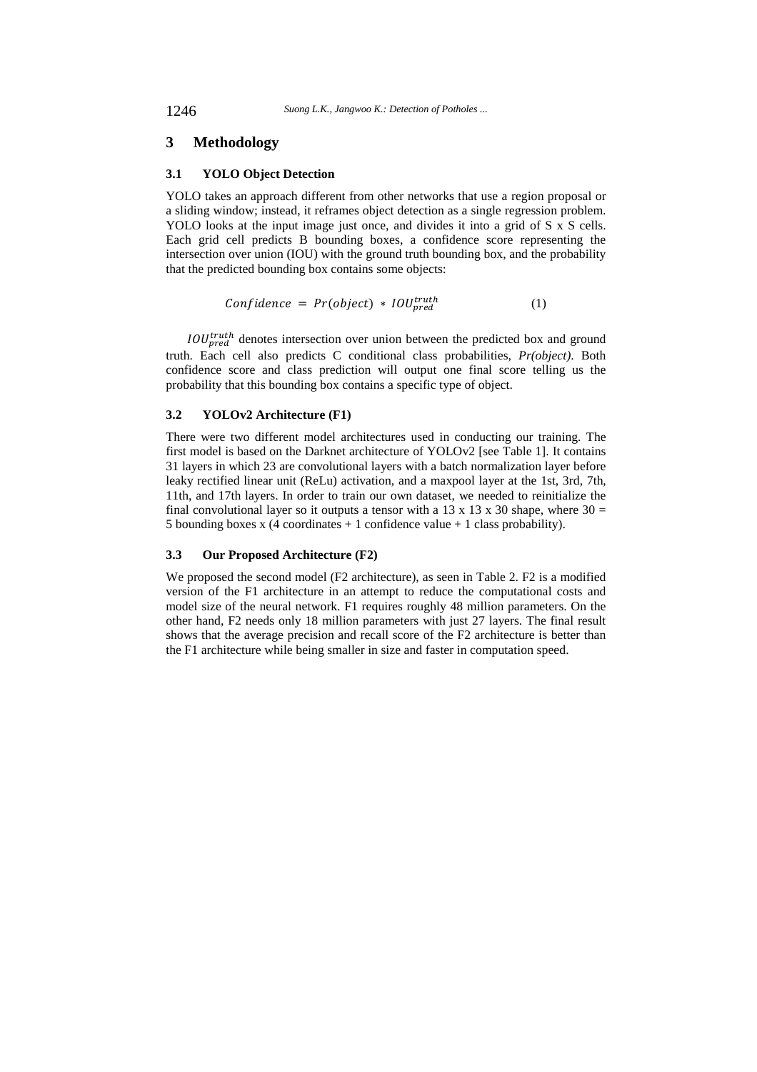## 3 Methodology

### 3.1 YOLO Object Detection

YOLO takes an approach different from other networks that use a region proposal or a sliding window; instead, it reframes object detection as a single regression problem. YOLO looks at the input image just once, and divides it into a grid of S x S cells. Each grid cell predicts B bounding boxes, a confidence score representing the intersection over union (IOU) with the ground truth bounding box, and the probability that the predicted bounding box contains some objects:

$$Confidence = Pr(object) * IOU_{pred}^{truth} \tag{1}$$

$IOU_{pred}^{truth}$ denotes intersection over union between the predicted box and ground truth. Each cell also predicts C conditional class probabilities, *Pr(object)*. Both confidence score and class prediction will output one final score telling us the probability that this bounding box contains a specific type of object.

### 3.2 YOLOv2 Architecture (F1)

There were two different model architectures used in conducting our training. The first model is based on the Darknet architecture of YOLOv2 [see Table 1]. It contains 31 layers in which 23 are convolutional layers with a batch normalization layer before leaky rectified linear unit (ReLu) activation, and a maxpool layer at the 1st, 3rd, 7th, 11th, and 17th layers. In order to train our own dataset, we needed to reinitialize the final convolutional layer so it outputs a tensor with a 13 x 13 x 30 shape, where 30 = 5 bounding boxes x (4 coordinates + 1 confidence value + 1 class probability).

### 3.3 Our Proposed Architecture (F2)

We proposed the second model (F2 architecture), as seen in Table 2. F2 is a modified version of the F1 architecture in an attempt to reduce the computational costs and model size of the neural network. F1 requires roughly 48 million parameters. On the other hand, F2 needs only 18 million parameters with just 27 layers. The final result shows that the average precision and recall score of the F2 architecture is better than the F1 architecture while being smaller in size and faster in computation speed.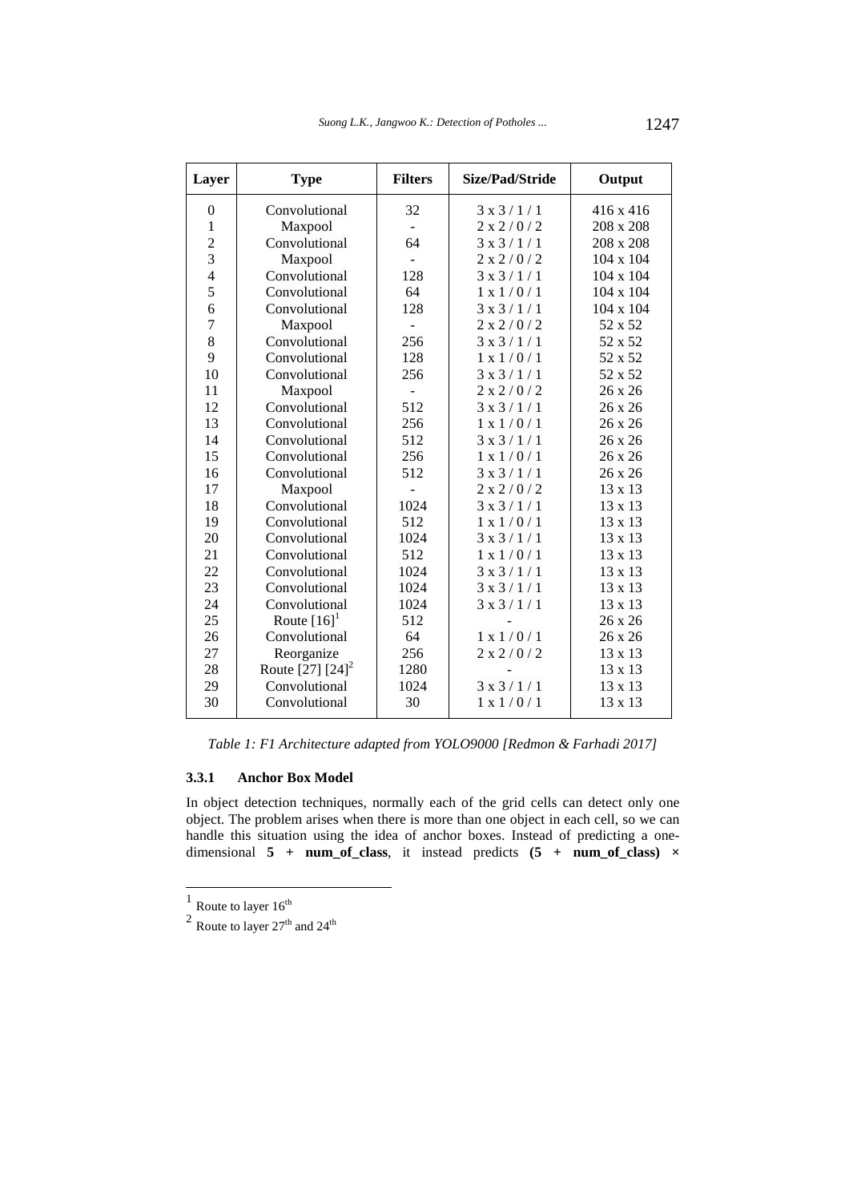| Layer | Type | Filters | Size/Pad/Stride | Output |
|---|---|---|---|---|
| 0 | Convolutional | 32 | 3 x 3 / 1 / 1 | 416 x 416 |
| 1 | Maxpool | - | 2 x 2 / 0 / 2 | 208 x 208 |
| 2 | Convolutional | 64 | 3 x 3 / 1 / 1 | 208 x 208 |
| 3 | Maxpool | - | 2 x 2 / 0 / 2 | 104 x 104 |
| 4 | Convolutional | 128 | 3 x 3 / 1 / 1 | 104 x 104 |
| 5 | Convolutional | 64 | 1 x 1 / 0 / 1 | 104 x 104 |
| 6 | Convolutional | 128 | 3 x 3 / 1 / 1 | 104 x 104 |
| 7 | Maxpool | - | 2 x 2 / 0 / 2 | 52 x 52 |
| 8 | Convolutional | 256 | 3 x 3 / 1 / 1 | 52 x 52 |
| 9 | Convolutional | 128 | 1 x 1 / 0 / 1 | 52 x 52 |
| 10 | Convolutional | 256 | 3 x 3 / 1 / 1 | 52 x 52 |
| 11 | Maxpool | - | 2 x 2 / 0 / 2 | 26 x 26 |
| 12 | Convolutional | 512 | 3 x 3 / 1 / 1 | 26 x 26 |
| 13 | Convolutional | 256 | 1 x 1 / 0 / 1 | 26 x 26 |
| 14 | Convolutional | 512 | 3 x 3 / 1 / 1 | 26 x 26 |
| 15 | Convolutional | 256 | 1 x 1 / 0 / 1 | 26 x 26 |
| 16 | Convolutional | 512 | 3 x 3 / 1 / 1 | 26 x 26 |
| 17 | Maxpool | - | 2 x 2 / 0 / 2 | 13 x 13 |
| 18 | Convolutional | 1024 | 3 x 3 / 1 / 1 | 13 x 13 |
| 19 | Convolutional | 512 | 1 x 1 / 0 / 1 | 13 x 13 |
| 20 | Convolutional | 1024 | 3 x 3 / 1 / 1 | 13 x 13 |
| 21 | Convolutional | 512 | 1 x 1 / 0 / 1 | 13 x 13 |
| 22 | Convolutional | 1024 | 3 x 3 / 1 / 1 | 13 x 13 |
| 23 | Convolutional | 1024 | 3 x 3 / 1 / 1 | 13 x 13 |
| 24 | Convolutional | 1024 | 3 x 3 / 1 / 1 | 13 x 13 |
| 25 | Route [16][1] | 512 | - | 26 x 26 |
| 26 | Convolutional | 64 | 1 x 1 / 0 / 1 | 26 x 26 |
| 27 | Reorganize | 256 | 2 x 2 / 0 / 2 | 13 x 13 |
| 28 | Route [27] [24][2] | 1280 | - | 13 x 13 |
| 29 | Convolutional | 1024 | 3 x 3 / 1 / 1 | 13 x 13 |
| 30 | Convolutional | 30 | 1 x 1 / 0 / 1 | 13 x 13 |

*Table 1: F1 Architecture adapted from YOLO9000 [Redmon & Farhadi 2017]*

### 3.3.1 Anchor Box Model

In object detection techniques, normally each of the grid cells can detect only one object. The problem arises when there is more than one object in each cell, so we can handle this situation using the idea of anchor boxes. Instead of predicting a one-dimensional **5 + num_of_class**, it instead predicts **(5 + num_of_class) ×**

[1] Route to layer 16th

[2] Route to layer 27th and 24th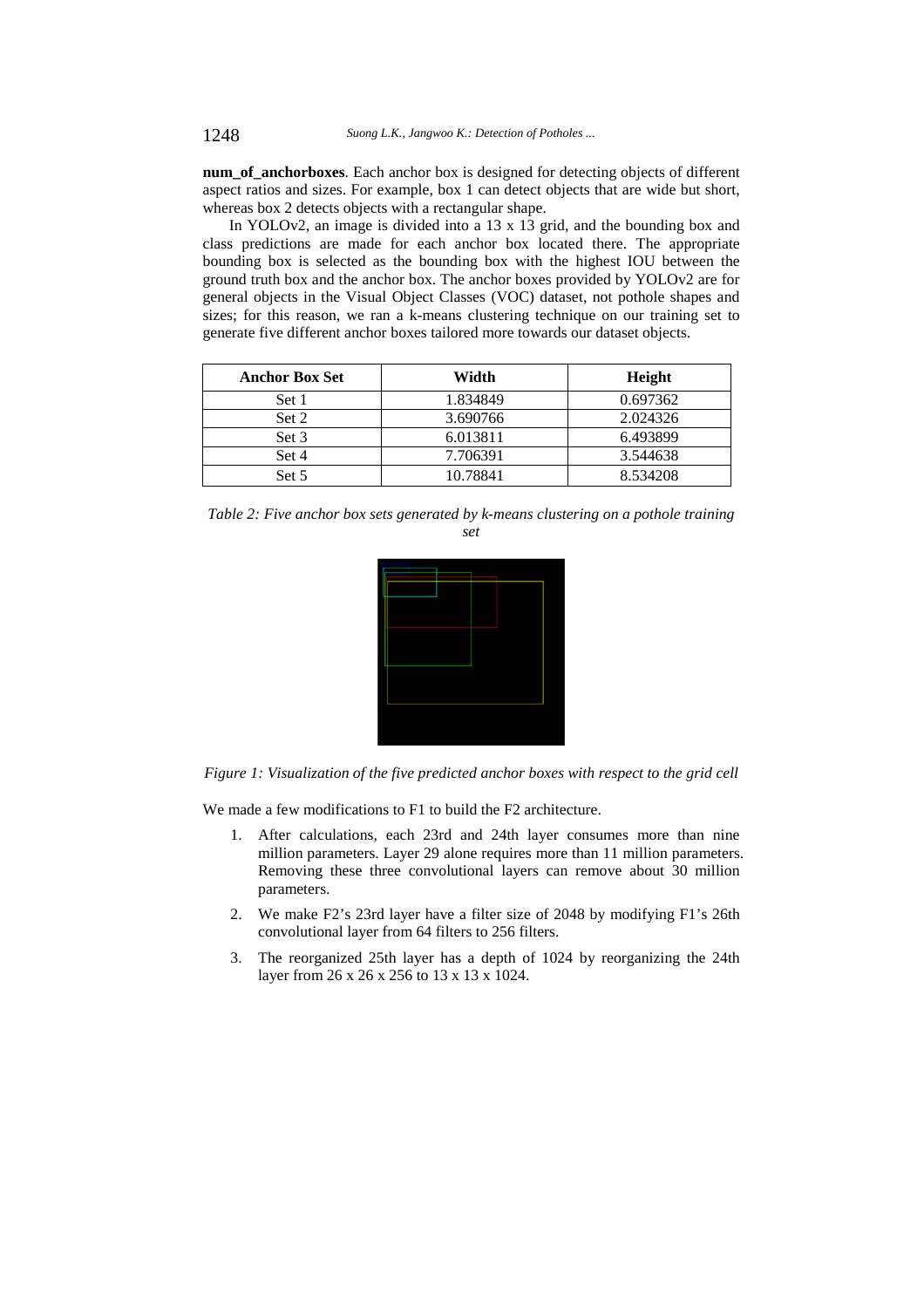**num_of_anchorboxes**. Each anchor box is designed for detecting objects of different aspect ratios and sizes. For example, box 1 can detect objects that are wide but short, whereas box 2 detects objects with a rectangular shape.

In YOLOv2, an image is divided into a 13 x 13 grid, and the bounding box and class predictions are made for each anchor box located there. The appropriate bounding box is selected as the bounding box with the highest IOU between the ground truth box and the anchor box. The anchor boxes provided by YOLOv2 are for general objects in the Visual Object Classes (VOC) dataset, not pothole shapes and sizes; for this reason, we ran a k-means clustering technique on our training set to generate five different anchor boxes tailored more towards our dataset objects.

| Anchor Box Set | Width | Height |
| --- | --- | --- |
| Set 1 | 1.834849 | 0.697362 |
| Set 2 | 3.690766 | 2.024326 |
| Set 3 | 6.013811 | 6.493899 |
| Set 4 | 7.706391 | 3.544638 |
| Set 5 | 10.78841 | 8.534208 |

*Table 2: Five anchor box sets generated by k-means clustering on a pothole training set*

*Figure 1: Visualization of the five predicted anchor boxes with respect to the grid cell*

We made a few modifications to F1 to build the F2 architecture.

1. After calculations, each 23rd and 24th layer consumes more than nine million parameters. Layer 29 alone requires more than 11 million parameters. Removing these three convolutional layers can remove about 30 million parameters.
2. We make F2's 23rd layer have a filter size of 2048 by modifying F1's 26th convolutional layer from 64 filters to 256 filters.
3. The reorganized 25th layer has a depth of 1024 by reorganizing the 24th layer from 26 x 26 x 256 to 13 x 13 x 1024.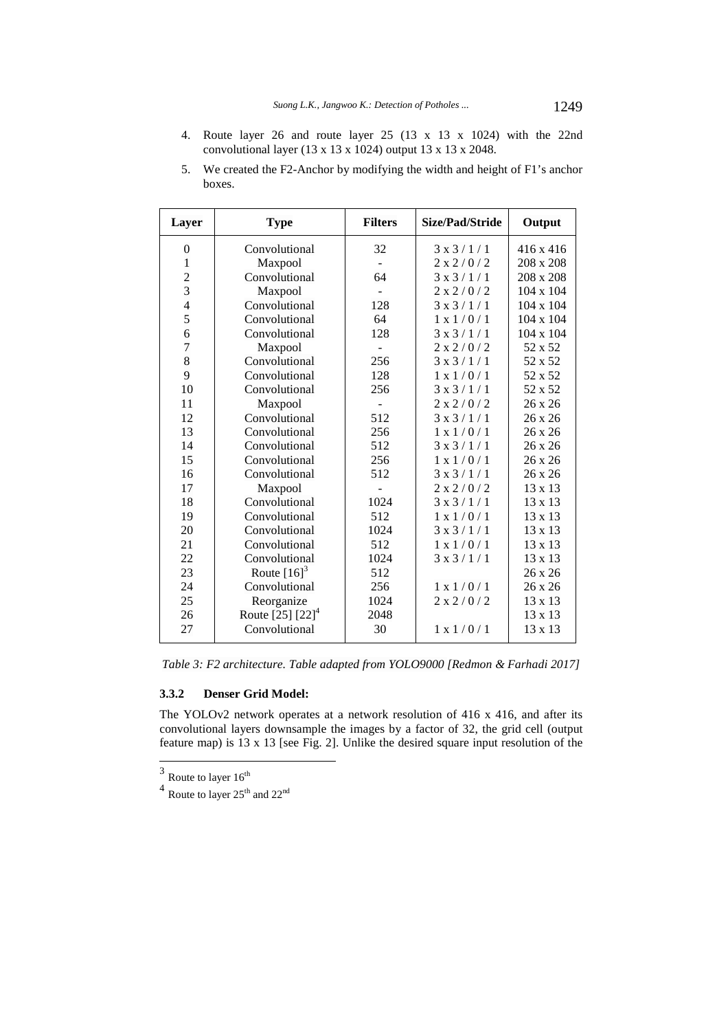4. Route layer 26 and route layer 25 (13 x 13 x 1024) with the 22nd convolutional layer (13 x 13 x 1024) output 13 x 13 x 2048.
5. We created the F2-Anchor by modifying the width and height of F1's anchor boxes.

| Layer | Type | Filters | Size/Pad/Stride | Output |
|---|---|---|---|---|
| 0 | Convolutional | 32 | 3 x 3 / 1 / 1 | 416 x 416 |
| 1 | Maxpool | - | 2 x 2 / 0 / 2 | 208 x 208 |
| 2 | Convolutional | 64 | 3 x 3 / 1 / 1 | 208 x 208 |
| 3 | Maxpool | - | 2 x 2 / 0 / 2 | 104 x 104 |
| 4 | Convolutional | 128 | 3 x 3 / 1 / 1 | 104 x 104 |
| 5 | Convolutional | 64 | 1 x 1 / 0 / 1 | 104 x 104 |
| 6 | Convolutional | 128 | 3 x 3 / 1 / 1 | 104 x 104 |
| 7 | Maxpool | - | 2 x 2 / 0 / 2 | 52 x 52 |
| 8 | Convolutional | 256 | 3 x 3 / 1 / 1 | 52 x 52 |
| 9 | Convolutional | 128 | 1 x 1 / 0 / 1 | 52 x 52 |
| 10 | Convolutional | 256 | 3 x 3 / 1 / 1 | 52 x 52 |
| 11 | Maxpool | - | 2 x 2 / 0 / 2 | 26 x 26 |
| 12 | Convolutional | 512 | 3 x 3 / 1 / 1 | 26 x 26 |
| 13 | Convolutional | 256 | 1 x 1 / 0 / 1 | 26 x 26 |
| 14 | Convolutional | 512 | 3 x 3 / 1 / 1 | 26 x 26 |
| 15 | Convolutional | 256 | 1 x 1 / 0 / 1 | 26 x 26 |
| 16 | Convolutional | 512 | 3 x 3 / 1 / 1 | 26 x 26 |
| 17 | Maxpool | - | 2 x 2 / 0 / 2 | 13 x 13 |
| 18 | Convolutional | 1024 | 3 x 3 / 1 / 1 | 13 x 13 |
| 19 | Convolutional | 512 | 1 x 1 / 0 / 1 | 13 x 13 |
| 20 | Convolutional | 1024 | 3 x 3 / 1 / 1 | 13 x 13 |
| 21 | Convolutional | 512 | 1 x 1 / 0 / 1 | 13 x 13 |
| 22 | Convolutional | 1024 | 3 x 3 / 1 / 1 | 13 x 13 |
| 23 | Route [16][3] | 512 | | 26 x 26 |
| 24 | Convolutional | 256 | 1 x 1 / 0 / 1 | 26 x 26 |
| 25 | Reorganize | 1024 | 2 x 2 / 0 / 2 | 13 x 13 |
| 26 | Route [25] [22][4] | 2048 | | 13 x 13 |
| 27 | Convolutional | 30 | 1 x 1 / 0 / 1 | 13 x 13 |

*Table 3: F2 architecture. Table adapted from YOLO9000 [Redmon & Farhadi 2017]*

### 3.3.2 Denser Grid Model:

The YOLOv2 network operates at a network resolution of 416 x 416, and after its convolutional layers downsample the images by a factor of 32, the grid cell (output feature map) is 13 x 13 [see Fig. 2]. Unlike the desired square input resolution of the

[3] Route to layer 16th

[4] Route to layer 25th and 22nd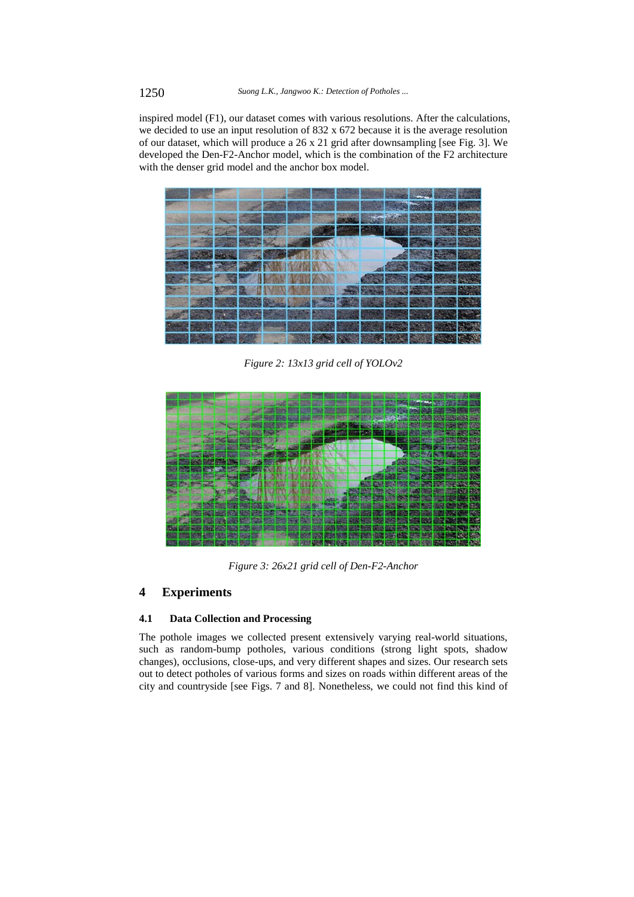inspired model (F1), our dataset comes with various resolutions. After the calculations, we decided to use an input resolution of 832 x 672 because it is the average resolution of our dataset, which will produce a 26 x 21 grid after downsampling [see Fig. 3]. We developed the Den-F2-Anchor model, which is the combination of the F2 architecture with the denser grid model and the anchor box model.

*Figure 2: 13x13 grid cell of YOLOv2*

*Figure 3: 26x21 grid cell of Den-F2-Anchor*

# 4 Experiments

## 4.1 Data Collection and Processing

The pothole images we collected present extensively varying real-world situations, such as random-bump potholes, various conditions (strong light spots, shadow changes), occlusions, close-ups, and very different shapes and sizes. Our research sets out to detect potholes of various forms and sizes on roads within different areas of the city and countryside [see Figs. 7 and 8]. Nonetheless, we could not find this kind of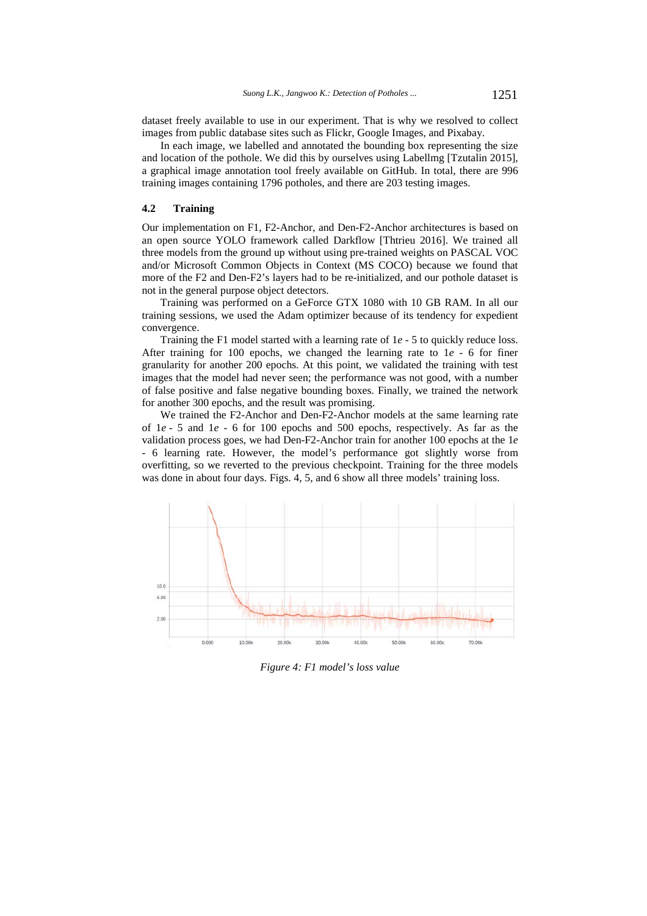dataset freely available to use in our experiment. That is why we resolved to collect images from public database sites such as Flickr, Google Images, and Pixabay.

In each image, we labelled and annotated the bounding box representing the size and location of the pothole. We did this by ourselves using Labellmg [Tzutalin 2015], a graphical image annotation tool freely available on GitHub. In total, there are 996 training images containing 1796 potholes, and there are 203 testing images.

### 4.2 Training

Our implementation on F1, F2-Anchor, and Den-F2-Anchor architectures is based on an open source YOLO framework called Darkflow [Thtrieu 2016]. We trained all three models from the ground up without using pre-trained weights on PASCAL VOC and/or Microsoft Common Objects in Context (MS COCO) because we found that more of the F2 and Den-F2's layers had to be re-initialized, and our pothole dataset is not in the general purpose object detectors.

Training was performed on a GeForce GTX 1080 with 10 GB RAM. In all our training sessions, we used the Adam optimizer because of its tendency for expedient convergence.

Training the F1 model started with a learning rate of $1e-5$ to quickly reduce loss. After training for 100 epochs, we changed the learning rate to $1e-6$ for finer granularity for another 200 epochs. At this point, we validated the training with test images that the model had never seen; the performance was not good, with a number of false positive and false negative bounding boxes. Finally, we trained the network for another 300 epochs, and the result was promising.

We trained the F2-Anchor and Den-F2-Anchor models at the same learning rate of $1e-5$ and $1e-6$ for 100 epochs and 500 epochs, respectively. As far as the validation process goes, we had Den-F2-Anchor train for another 100 epochs at the $1e-6$ learning rate. However, the model's performance got slightly worse from overfitting, so we reverted to the previous checkpoint. Training for the three models was done in about four days. Figs. 4, 5, and 6 show all three models' training loss.

*Figure 4: F1 model's loss value*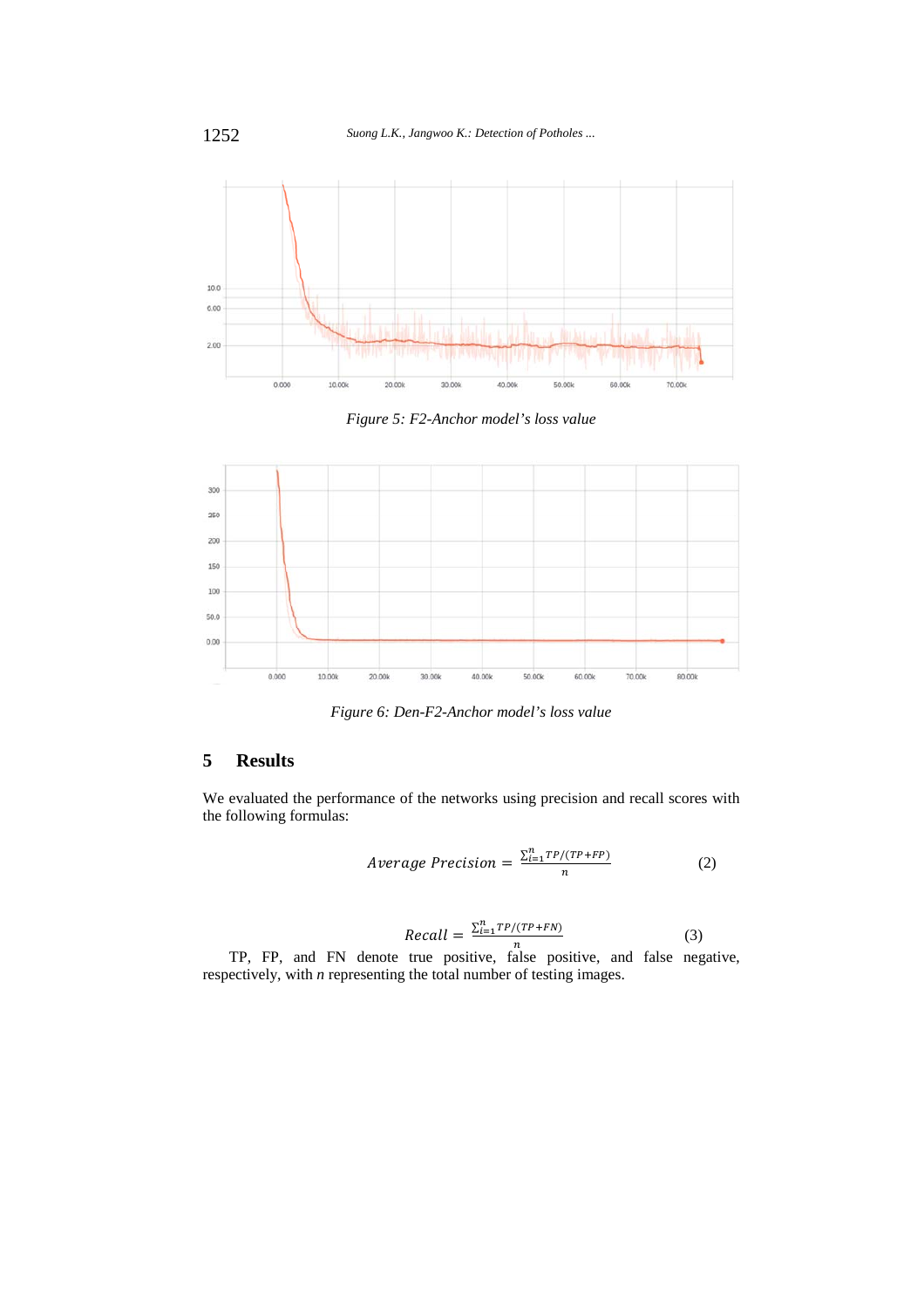Figure 5: F2-Anchor model's loss value

Figure 6: Den-F2-Anchor model's loss value

## 5 Results

We evaluated the performance of the networks using precision and recall scores with the following formulas:

$$Average\ Precision = \frac{\sum_{i=1}^{n} TP/(TP+FP)}{n} \quad (2)$$

$$Recall = \frac{\sum_{i=1}^{n} TP/(TP+FN)}{n} \quad (3)$$

TP, FP, and FN denote true positive, false positive, and false negative, respectively, with *n* representing the total number of testing images.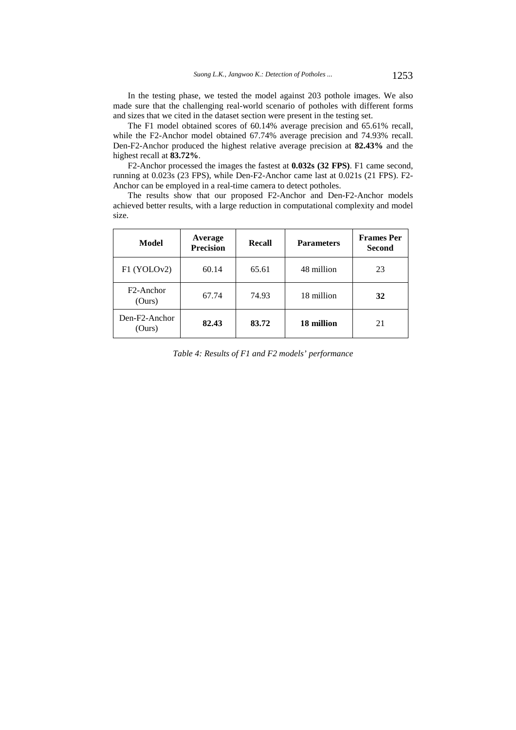In the testing phase, we tested the model against 203 pothole images. We also made sure that the challenging real-world scenario of potholes with different forms and sizes that we cited in the dataset section were present in the testing set.

The F1 model obtained scores of 60.14% average precision and 65.61% recall, while the F2-Anchor model obtained 67.74% average precision and 74.93% recall. Den-F2-Anchor produced the highest relative average precision at **82.43%** and the highest recall at **83.72%**.

F2-Anchor processed the images the fastest at **0.032s (32 FPS)**. F1 came second, running at 0.023s (23 FPS), while Den-F2-Anchor came last at 0.021s (21 FPS). F2-Anchor can be employed in a real-time camera to detect potholes.

The results show that our proposed F2-Anchor and Den-F2-Anchor models achieved better results, with a large reduction in computational complexity and model size.

| Model | Average Precision | Recall | Parameters | Frames Per Second |
|---|---|---|---|---|
| F1 (YOLOv2) | 60.14 | 65.61 | 48 million | 23 |
| F2-Anchor (Ours) | 67.74 | 74.93 | 18 million | **32** |
| Den-F2-Anchor (Ours) | **82.43** | **83.72** | **18 million** | 21 |

*Table 4: Results of F1 and F2 models' performance*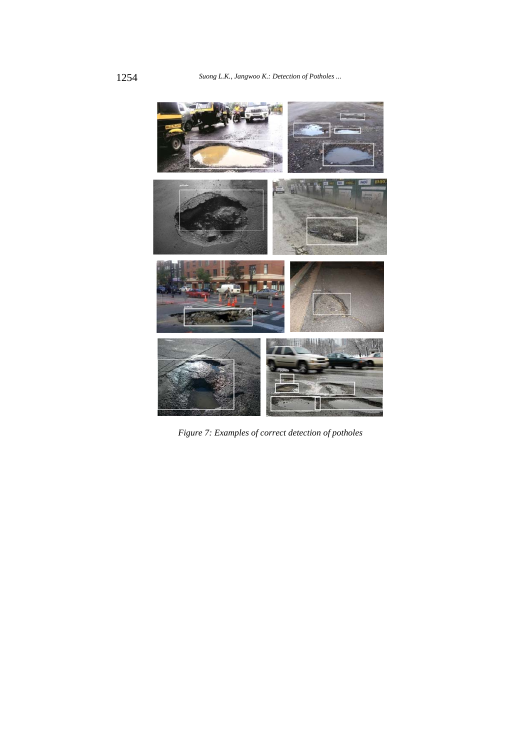*Figure 7: Examples of correct detection of potholes*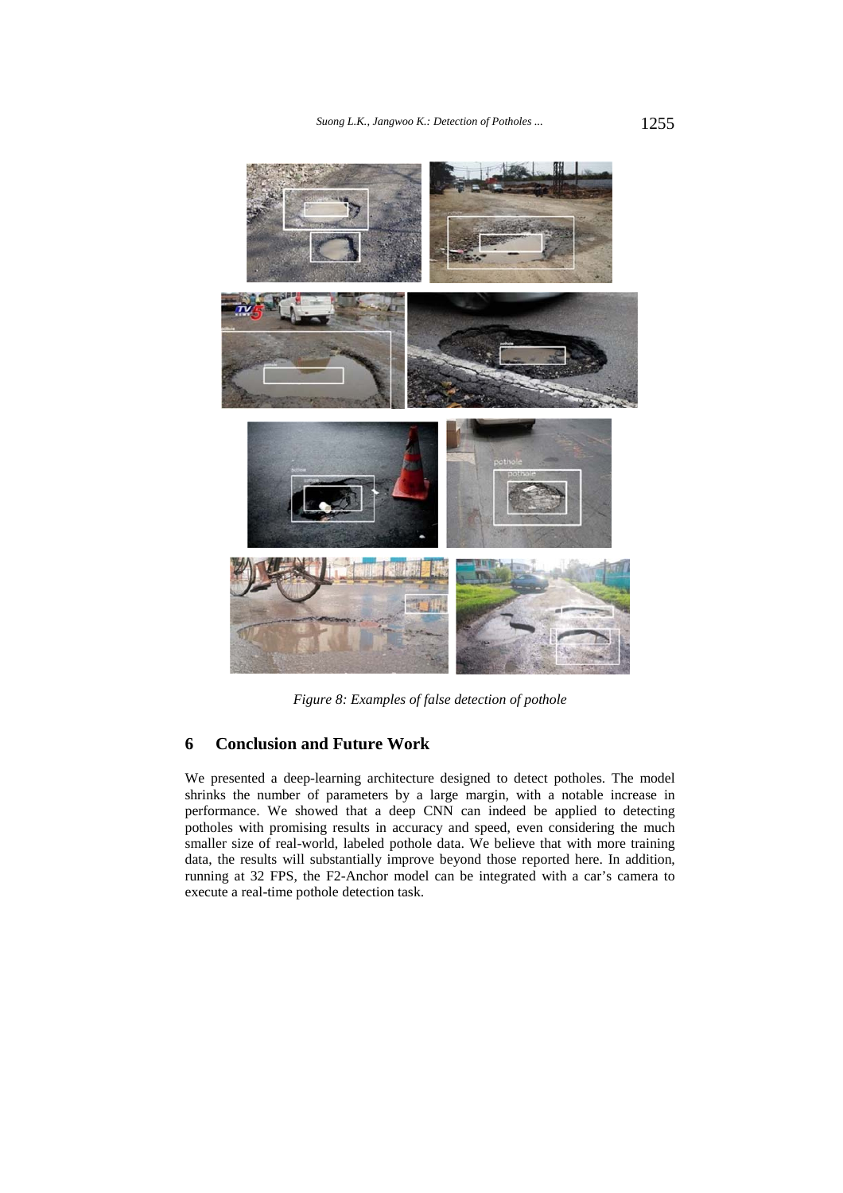*Figure 8: Examples of false detection of pothole*

## 6 Conclusion and Future Work

We presented a deep-learning architecture designed to detect potholes. The model shrinks the number of parameters by a large margin, with a notable increase in performance. We showed that a deep CNN can indeed be applied to detecting potholes with promising results in accuracy and speed, even considering the much smaller size of real-world, labeled pothole data. We believe that with more training data, the results will substantially improve beyond those reported here. In addition, running at 32 FPS, the F2-Anchor model can be integrated with a car's camera to execute a real-time pothole detection task.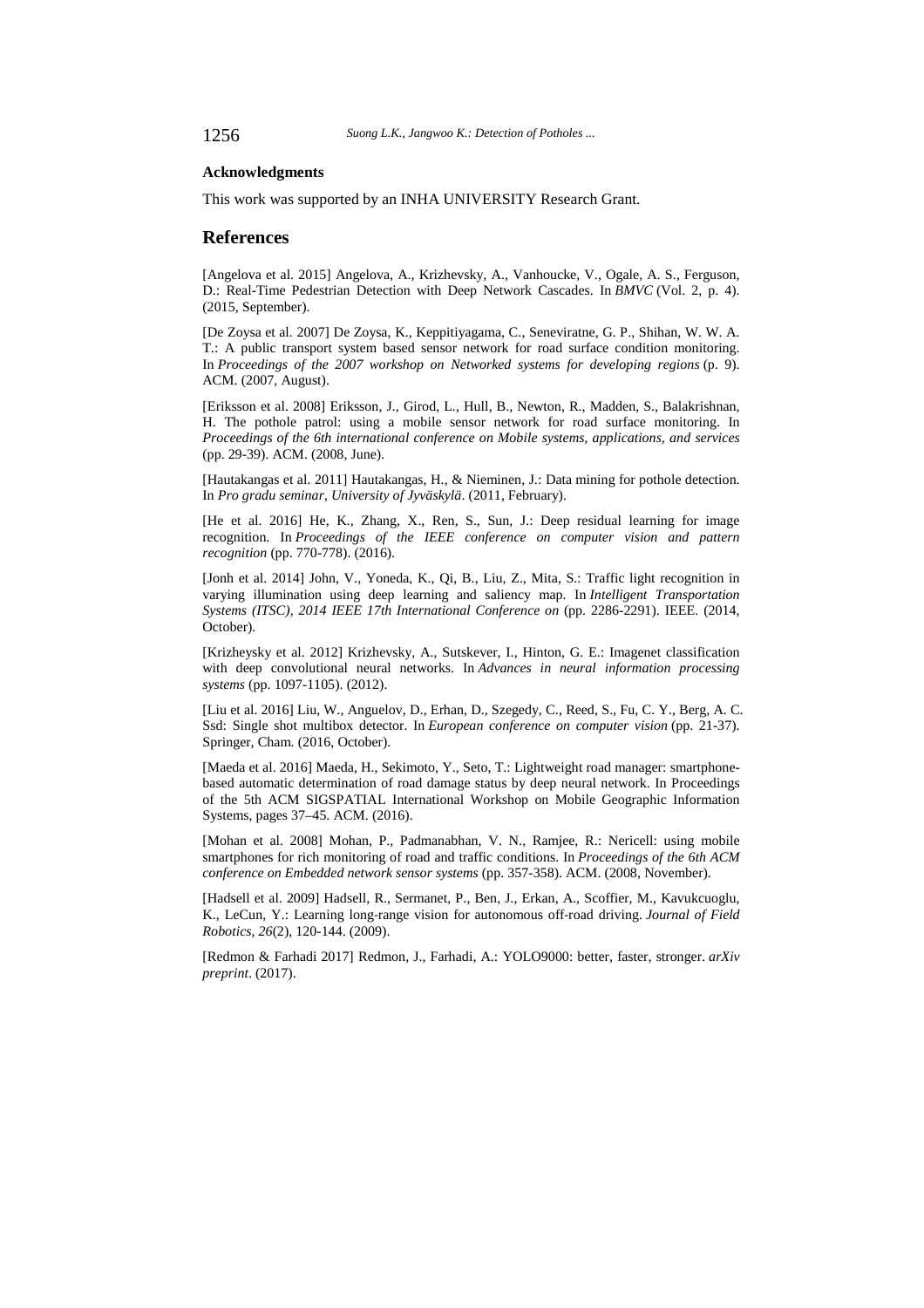### Acknowledgments

This work was supported by an INHA UNIVERSITY Research Grant.

## References

[Angelova et al. 2015] Angelova, A., Krizhevsky, A., Vanhoucke, V., Ogale, A. S., Ferguson, D.: Real-Time Pedestrian Detection with Deep Network Cascades. In *BMVC* (Vol. 2, p. 4). (2015, September).

[De Zoysa et al. 2007] De Zoysa, K., Keppitiyagama, C., Seneviratne, G. P., Shihan, W. W. A. T.: A public transport system based sensor network for road surface condition monitoring. In *Proceedings of the 2007 workshop on Networked systems for developing regions* (p. 9). ACM. (2007, August).

[Eriksson et al. 2008] Eriksson, J., Girod, L., Hull, B., Newton, R., Madden, S., Balakrishnan, H. The pothole patrol: using a mobile sensor network for road surface monitoring. In *Proceedings of the 6th international conference on Mobile systems, applications, and services* (pp. 29-39). ACM. (2008, June).

[Hautakangas et al. 2011] Hautakangas, H., & Nieminen, J.: Data mining for pothole detection. In *Pro gradu seminar, University of Jyväskylä*. (2011, February).

[He et al. 2016] He, K., Zhang, X., Ren, S., Sun, J.: Deep residual learning for image recognition. In *Proceedings of the IEEE conference on computer vision and pattern recognition* (pp. 770-778). (2016).

[Jonh et al. 2014] John, V., Yoneda, K., Qi, B., Liu, Z., Mita, S.: Traffic light recognition in varying illumination using deep learning and saliency map. In *Intelligent Transportation Systems (ITSC), 2014 IEEE 17th International Conference on* (pp. 2286-2291). IEEE. (2014, October).

[Krizheysky et al. 2012] Krizhevsky, A., Sutskever, I., Hinton, G. E.: Imagenet classification with deep convolutional neural networks. In *Advances in neural information processing systems* (pp. 1097-1105). (2012).

[Liu et al. 2016] Liu, W., Anguelov, D., Erhan, D., Szegedy, C., Reed, S., Fu, C. Y., Berg, A. C. Ssd: Single shot multibox detector. In *European conference on computer vision* (pp. 21-37). Springer, Cham. (2016, October).

[Maeda et al. 2016] Maeda, H., Sekimoto, Y., Seto, T.: Lightweight road manager: smartphone-based automatic determination of road damage status by deep neural network. In Proceedings of the 5th ACM SIGSPATIAL International Workshop on Mobile Geographic Information Systems, pages 37–45. ACM. (2016).

[Mohan et al. 2008] Mohan, P., Padmanabhan, V. N., Ramjee, R.: Nericell: using mobile smartphones for rich monitoring of road and traffic conditions. In *Proceedings of the 6th ACM conference on Embedded network sensor systems* (pp. 357-358). ACM. (2008, November).

[Hadsell et al. 2009] Hadsell, R., Sermanet, P., Ben, J., Erkan, A., Scoffier, M., Kavukcuoglu, K., LeCun, Y.: Learning long-range vision for autonomous off-road driving. *Journal of Field Robotics*, *26*(2), 120-144. (2009).

[Redmon & Farhadi 2017] Redmon, J., Farhadi, A.: YOLO9000: better, faster, stronger. *arXiv preprint*. (2017).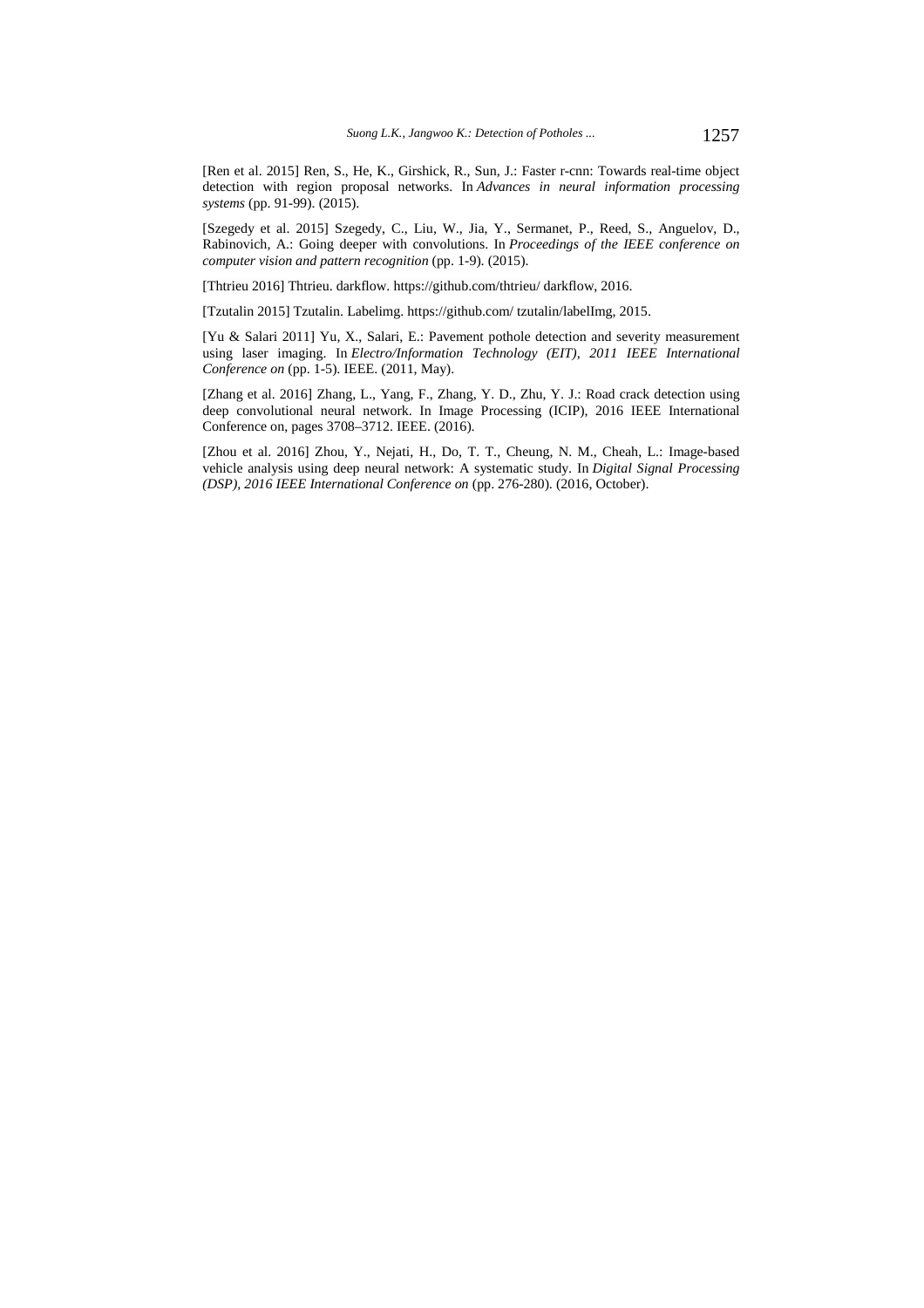[Ren et al. 2015] Ren, S., He, K., Girshick, R., Sun, J.: Faster r-cnn: Towards real-time object detection with region proposal networks. In *Advances in neural information processing systems* (pp. 91-99). (2015).

[Szegedy et al. 2015] Szegedy, C., Liu, W., Jia, Y., Sermanet, P., Reed, S., Anguelov, D., Rabinovich, A.: Going deeper with convolutions. In *Proceedings of the IEEE conference on computer vision and pattern recognition* (pp. 1-9). (2015).

[Thtrieu 2016] Thtrieu. darkflow. https://github.com/thtrieu/ darkflow, 2016.

[Tzutalin 2015] Tzutalin. Labelimg. https://github.com/ tzutalin/labelImg, 2015.

[Yu & Salari 2011] Yu, X., Salari, E.: Pavement pothole detection and severity measurement using laser imaging. In *Electro/Information Technology (EIT), 2011 IEEE International Conference on* (pp. 1-5). IEEE. (2011, May).

[Zhang et al. 2016] Zhang, L., Yang, F., Zhang, Y. D., Zhu, Y. J.: Road crack detection using deep convolutional neural network. In Image Processing (ICIP), 2016 IEEE International Conference on, pages 3708–3712. IEEE. (2016).

[Zhou et al. 2016] Zhou, Y., Nejati, H., Do, T. T., Cheung, N. M., Cheah, L.: Image-based vehicle analysis using deep neural network: A systematic study. In *Digital Signal Processing (DSP), 2016 IEEE International Conference on* (pp. 276-280). (2016, October).